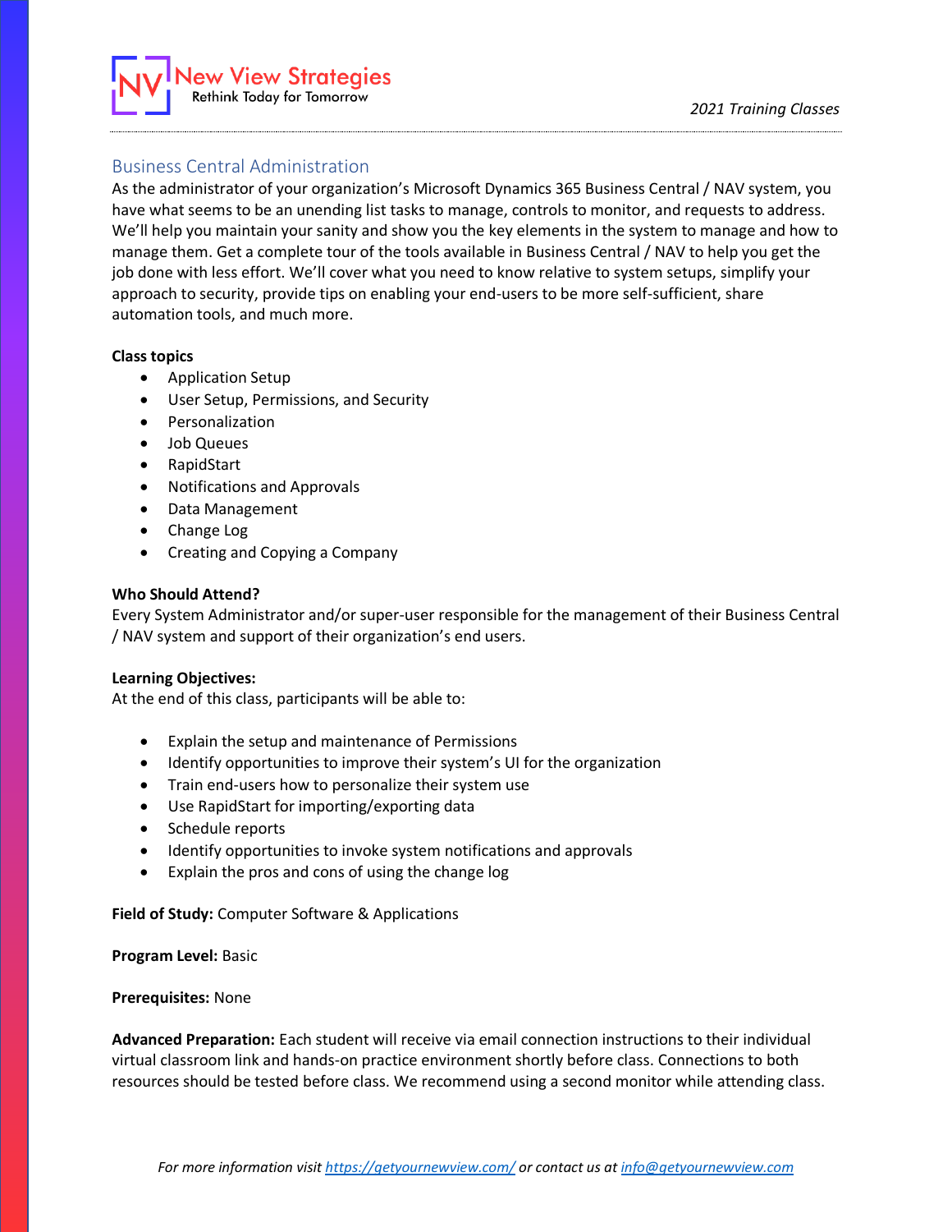New View Strategies
Rethink Today for Tomorrow

*2021 Training Classes*

## Business Central Administration

As the administrator of your organization's Microsoft Dynamics 365 Business Central / NAV system, you have what seems to be an unending list tasks to manage, controls to monitor, and requests to address. We'll help you maintain your sanity and show you the key elements in the system to manage and how to manage them. Get a complete tour of the tools available in Business Central / NAV to help you get the job done with less effort. We'll cover what you need to know relative to system setups, simplify your approach to security, provide tips on enabling your end-users to be more self-sufficient, share automation tools, and much more.

**Class topics**

- Application Setup
- User Setup, Permissions, and Security
- Personalization
- Job Queues
- RapidStart
- Notifications and Approvals
- Data Management
- Change Log
- Creating and Copying a Company

**Who Should Attend?**

Every System Administrator and/or super-user responsible for the management of their Business Central / NAV system and support of their organization's end users.

**Learning Objectives:**

At the end of this class, participants will be able to:

- Explain the setup and maintenance of Permissions
- Identify opportunities to improve their system's UI for the organization
- Train end-users how to personalize their system use
- Use RapidStart for importing/exporting data
- Schedule reports
- Identify opportunities to invoke system notifications and approvals
- Explain the pros and cons of using the change log

**Field of Study:** Computer Software & Applications

**Program Level:** Basic

**Prerequisites:** None

**Advanced Preparation:** Each student will receive via email connection instructions to their individual virtual classroom link and hands-on practice environment shortly before class. Connections to both resources should be tested before class. We recommend using a second monitor while attending class.

*For more information visit [https://getyournewview.com/](https://getyournewview.com/) or contact us at [info@getyournewview.com](mailto:info@getyournewview.com)*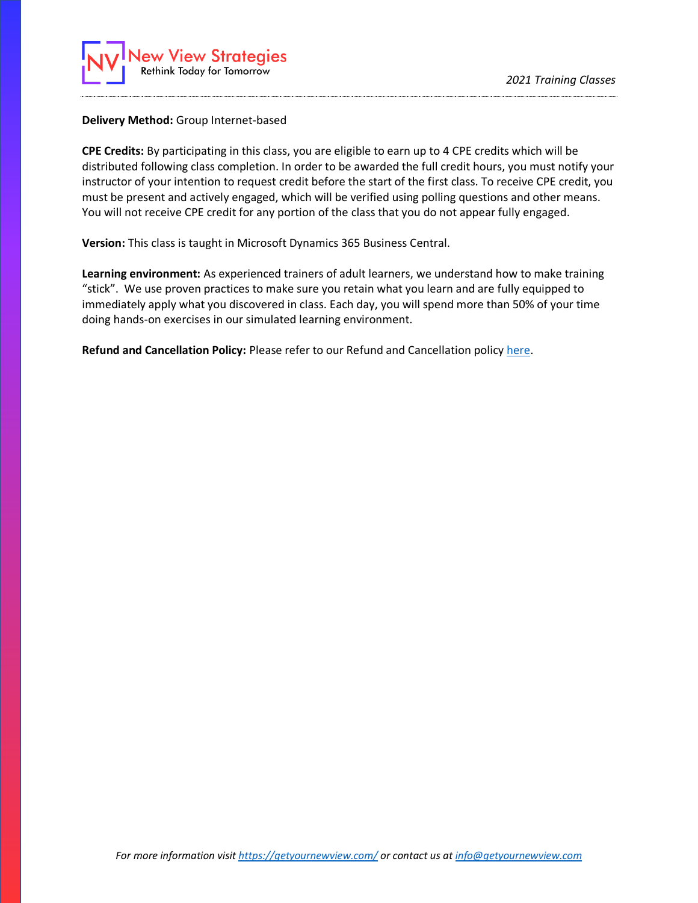**Delivery Method:** Group Internet-based

**CPE Credits:** By participating in this class, you are eligible to earn up to 4 CPE credits which will be distributed following class completion. In order to be awarded the full credit hours, you must notify your instructor of your intention to request credit before the start of the first class. To receive CPE credit, you must be present and actively engaged, which will be verified using polling questions and other means. You will not receive CPE credit for any portion of the class that you do not appear fully engaged.

**Version:** This class is taught in Microsoft Dynamics 365 Business Central.

**Learning environment:** As experienced trainers of adult learners, we understand how to make training "stick". We use proven practices to make sure you retain what you learn and are fully equipped to immediately apply what you discovered in class. Each day, you will spend more than 50% of your time doing hands-on exercises in our simulated learning environment.

**Refund and Cancellation Policy:** Please refer to our Refund and Cancellation policy here.

*For more information visit https://getyournewview.com/ or contact us at info@getyournewview.com*